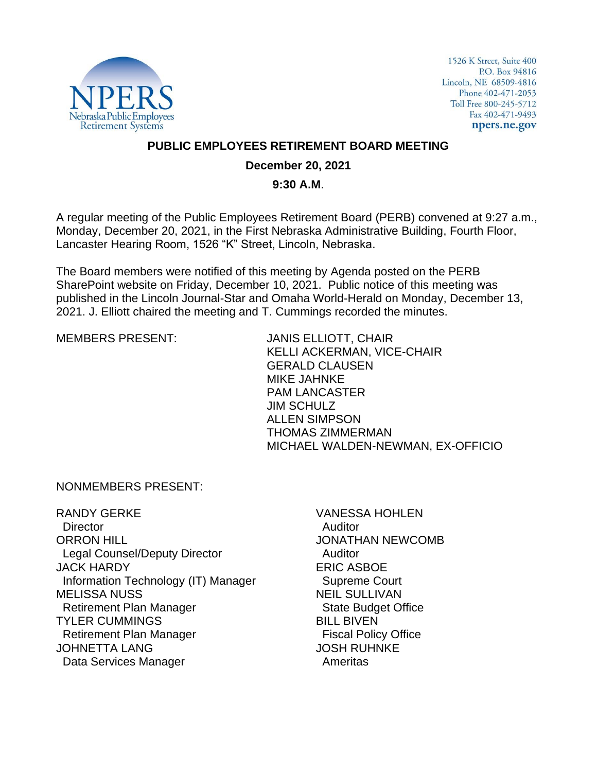1526 K Street, Suite 400
P.O. Box 94816
Lincoln, NE 68509-4816
Phone 402-471-2053
Toll Free 800-245-5712
Fax 402-471-9493
**npers.ne.gov**

NPERS
Nebraska Public Employees Retirement Systems

# PUBLIC EMPLOYEES RETIREMENT BOARD MEETING

**December 20, 2021**

**9:30 A.M.**

A regular meeting of the Public Employees Retirement Board (PERB) convened at 9:27 a.m., Monday, December 20, 2021, in the First Nebraska Administrative Building, Fourth Floor, Lancaster Hearing Room, 1526 "K" Street, Lincoln, Nebraska.

The Board members were notified of this meeting by Agenda posted on the PERB SharePoint website on Friday, December 10, 2021. Public notice of this meeting was published in the Lincoln Journal-Star and Omaha World-Herald on Monday, December 13, 2021. J. Elliott chaired the meeting and T. Cummings recorded the minutes.

MEMBERS PRESENT:

JANIS ELLIOTT, CHAIR
KELLI ACKERMAN, VICE-CHAIR
GERALD CLAUSEN
MIKE JAHNKE
PAM LANCASTER
JIM SCHULZ
ALLEN SIMPSON
THOMAS ZIMMERMAN
MICHAEL WALDEN-NEWMAN, EX-OFFICIO

NONMEMBERS PRESENT:

RANDY GERKE
Director
ORRON HILL
Legal Counsel/Deputy Director
JACK HARDY
Information Technology (IT) Manager
MELISSA NUSS
Retirement Plan Manager
TYLER CUMMINGS
Retirement Plan Manager
JOHNETTA LANG
Data Services Manager

VANESSA HOHLEN
Auditor
JONATHAN NEWCOMB
Auditor
ERIC ASBOE
Supreme Court
NEIL SULLIVAN
State Budget Office
BILL BIVEN
Fiscal Policy Office
JOSH RUHNKE
Ameritas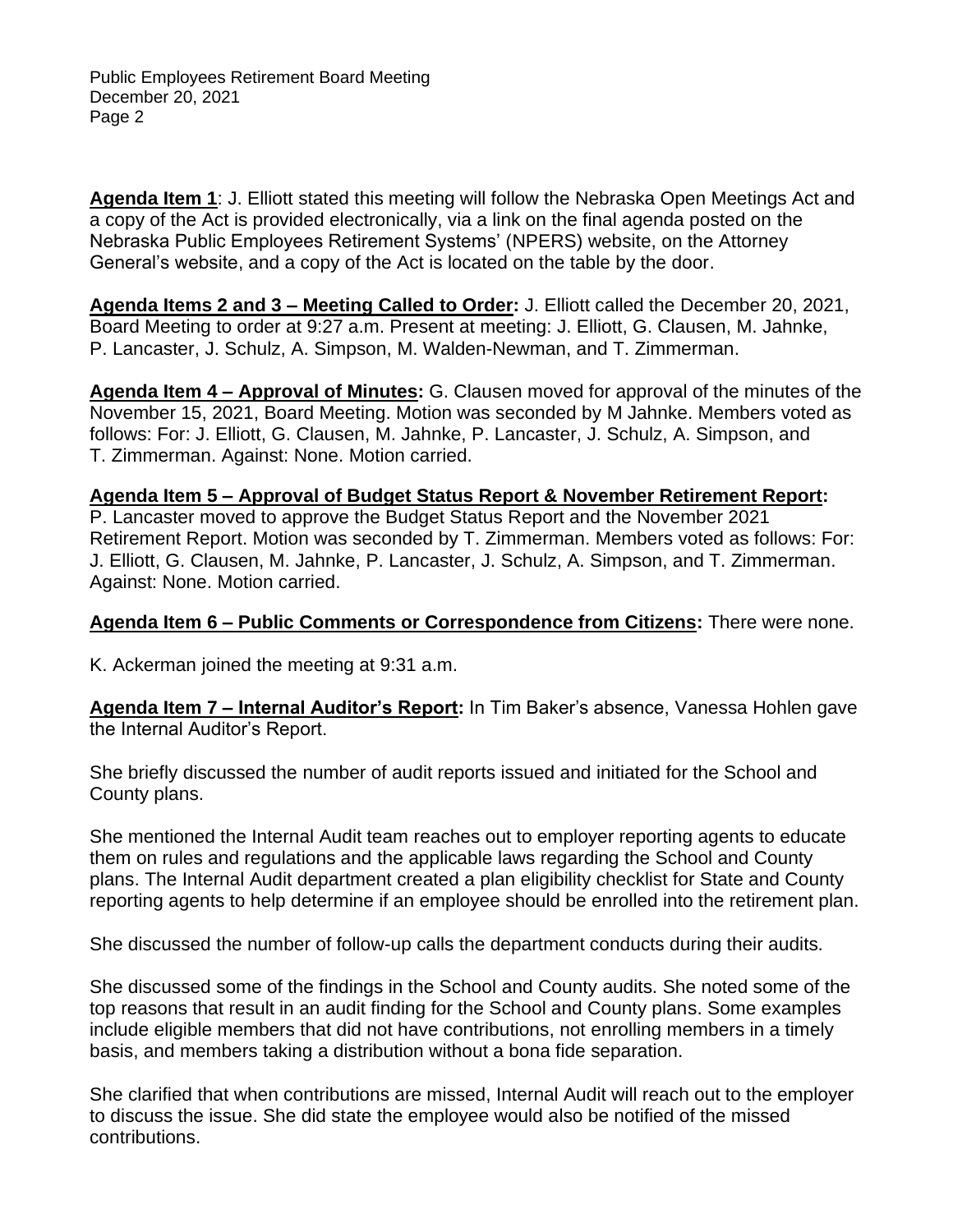**Agenda Item 1**: J. Elliott stated this meeting will follow the Nebraska Open Meetings Act and a copy of the Act is provided electronically, via a link on the final agenda posted on the Nebraska Public Employees Retirement Systems' (NPERS) website, on the Attorney General's website, and a copy of the Act is located on the table by the door.

**Agenda Items 2 and 3 – Meeting Called to Order:** J. Elliott called the December 20, 2021, Board Meeting to order at 9:27 a.m. Present at meeting: J. Elliott, G. Clausen, M. Jahnke, P. Lancaster, J. Schulz, A. Simpson, M. Walden-Newman, and T. Zimmerman.

**Agenda Item 4 – Approval of Minutes:** G. Clausen moved for approval of the minutes of the November 15, 2021, Board Meeting. Motion was seconded by M Jahnke. Members voted as follows: For: J. Elliott, G. Clausen, M. Jahnke, P. Lancaster, J. Schulz, A. Simpson, and T. Zimmerman. Against: None. Motion carried.

**Agenda Item 5 – Approval of Budget Status Report & November Retirement Report:** P. Lancaster moved to approve the Budget Status Report and the November 2021 Retirement Report. Motion was seconded by T. Zimmerman. Members voted as follows: For: J. Elliott, G. Clausen, M. Jahnke, P. Lancaster, J. Schulz, A. Simpson, and T. Zimmerman. Against: None. Motion carried.

**Agenda Item 6 – Public Comments or Correspondence from Citizens:** There were none.

K. Ackerman joined the meeting at 9:31 a.m.

**Agenda Item 7 – Internal Auditor's Report:** In Tim Baker's absence, Vanessa Hohlen gave the Internal Auditor's Report.

She briefly discussed the number of audit reports issued and initiated for the School and County plans.

She mentioned the Internal Audit team reaches out to employer reporting agents to educate them on rules and regulations and the applicable laws regarding the School and County plans. The Internal Audit department created a plan eligibility checklist for State and County reporting agents to help determine if an employee should be enrolled into the retirement plan.

She discussed the number of follow-up calls the department conducts during their audits.

She discussed some of the findings in the School and County audits. She noted some of the top reasons that result in an audit finding for the School and County plans. Some examples include eligible members that did not have contributions, not enrolling members in a timely basis, and members taking a distribution without a bona fide separation.

She clarified that when contributions are missed, Internal Audit will reach out to the employer to discuss the issue. She did state the employee would also be notified of the missed contributions.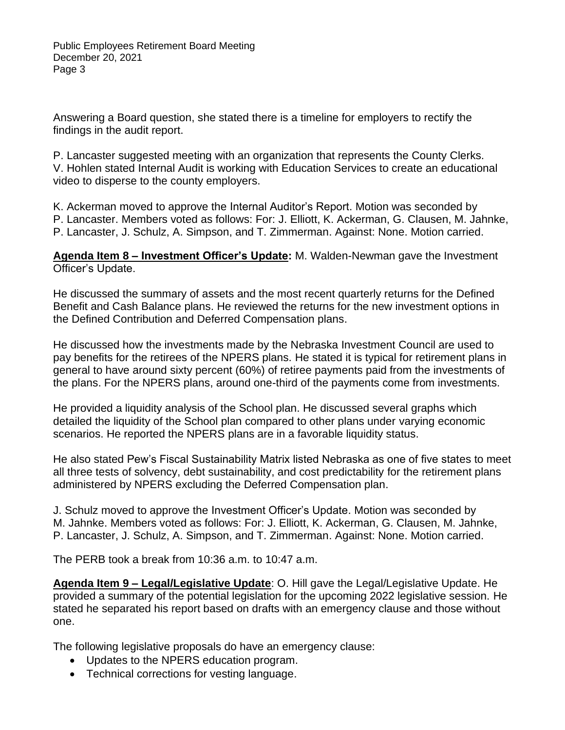Answering a Board question, she stated there is a timeline for employers to rectify the findings in the audit report.

P. Lancaster suggested meeting with an organization that represents the County Clerks. V. Hohlen stated Internal Audit is working with Education Services to create an educational video to disperse to the county employers.

K. Ackerman moved to approve the Internal Auditor's Report. Motion was seconded by P. Lancaster. Members voted as follows: For: J. Elliott, K. Ackerman, G. Clausen, M. Jahnke, P. Lancaster, J. Schulz, A. Simpson, and T. Zimmerman. Against: None. Motion carried.

**Agenda Item 8 – Investment Officer's Update:** M. Walden-Newman gave the Investment Officer's Update.

He discussed the summary of assets and the most recent quarterly returns for the Defined Benefit and Cash Balance plans. He reviewed the returns for the new investment options in the Defined Contribution and Deferred Compensation plans.

He discussed how the investments made by the Nebraska Investment Council are used to pay benefits for the retirees of the NPERS plans. He stated it is typical for retirement plans in general to have around sixty percent (60%) of retiree payments paid from the investments of the plans. For the NPERS plans, around one-third of the payments come from investments.

He provided a liquidity analysis of the School plan. He discussed several graphs which detailed the liquidity of the School plan compared to other plans under varying economic scenarios. He reported the NPERS plans are in a favorable liquidity status.

He also stated Pew's Fiscal Sustainability Matrix listed Nebraska as one of five states to meet all three tests of solvency, debt sustainability, and cost predictability for the retirement plans administered by NPERS excluding the Deferred Compensation plan.

J. Schulz moved to approve the Investment Officer's Update. Motion was seconded by M. Jahnke. Members voted as follows: For: J. Elliott, K. Ackerman, G. Clausen, M. Jahnke, P. Lancaster, J. Schulz, A. Simpson, and T. Zimmerman. Against: None. Motion carried.

The PERB took a break from 10:36 a.m. to 10:47 a.m.

**Agenda Item 9 – Legal/Legislative Update**: O. Hill gave the Legal/Legislative Update. He provided a summary of the potential legislation for the upcoming 2022 legislative session. He stated he separated his report based on drafts with an emergency clause and those without one.

The following legislative proposals do have an emergency clause:

- Updates to the NPERS education program.
- Technical corrections for vesting language.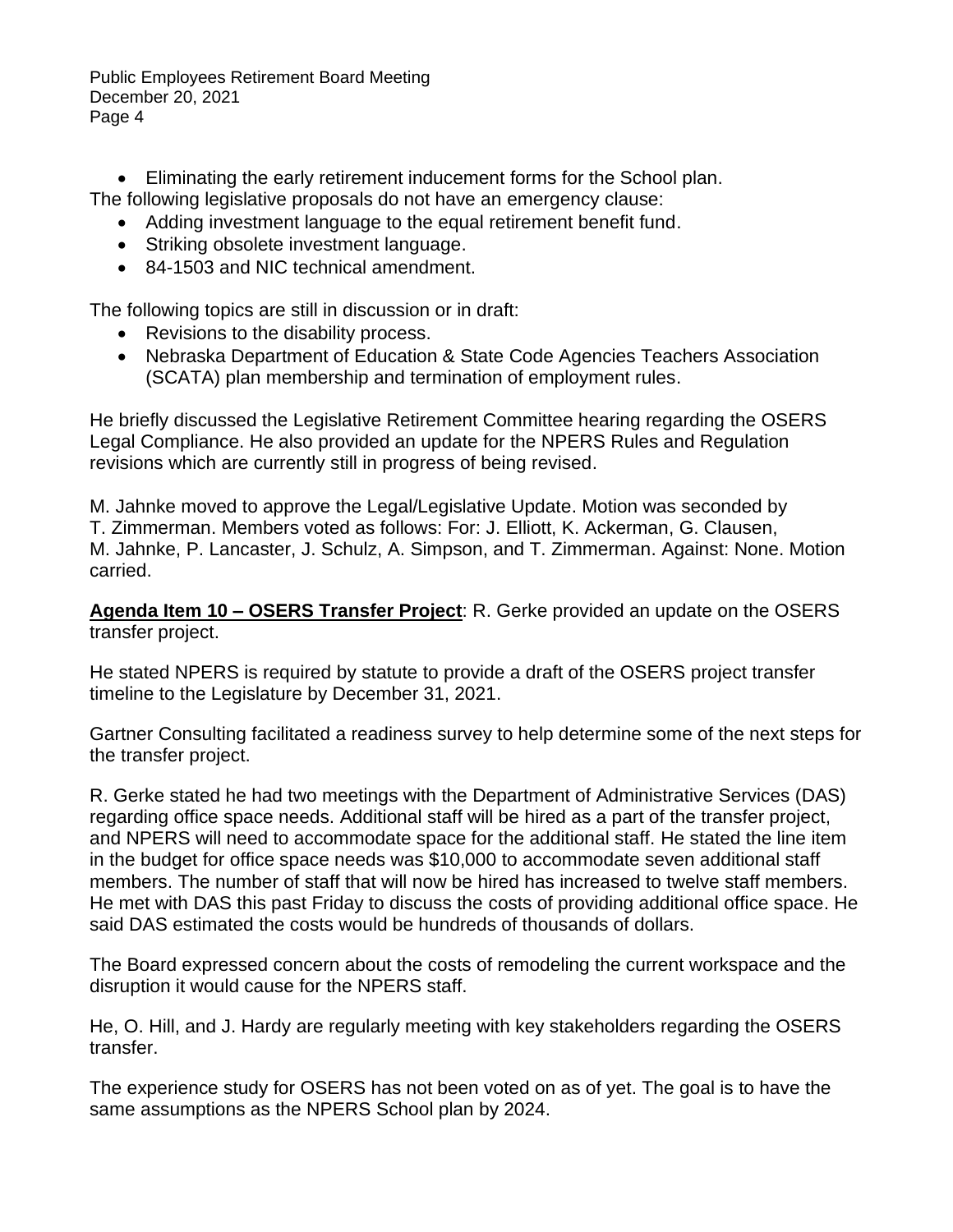- Eliminating the early retirement inducement forms for the School plan.

The following legislative proposals do not have an emergency clause:

- Adding investment language to the equal retirement benefit fund.
- Striking obsolete investment language.
- 84-1503 and NIC technical amendment.

The following topics are still in discussion or in draft:

- Revisions to the disability process.
- Nebraska Department of Education & State Code Agencies Teachers Association (SCATA) plan membership and termination of employment rules.

He briefly discussed the Legislative Retirement Committee hearing regarding the OSERS Legal Compliance. He also provided an update for the NPERS Rules and Regulation revisions which are currently still in progress of being revised.

M. Jahnke moved to approve the Legal/Legislative Update. Motion was seconded by T. Zimmerman. Members voted as follows: For: J. Elliott, K. Ackerman, G. Clausen, M. Jahnke, P. Lancaster, J. Schulz, A. Simpson, and T. Zimmerman. Against: None. Motion carried.

**Agenda Item 10 – OSERS Transfer Project**: R. Gerke provided an update on the OSERS transfer project.

He stated NPERS is required by statute to provide a draft of the OSERS project transfer timeline to the Legislature by December 31, 2021.

Gartner Consulting facilitated a readiness survey to help determine some of the next steps for the transfer project.

R. Gerke stated he had two meetings with the Department of Administrative Services (DAS) regarding office space needs. Additional staff will be hired as a part of the transfer project, and NPERS will need to accommodate space for the additional staff. He stated the line item in the budget for office space needs was $10,000 to accommodate seven additional staff members. The number of staff that will now be hired has increased to twelve staff members. He met with DAS this past Friday to discuss the costs of providing additional office space. He said DAS estimated the costs would be hundreds of thousands of dollars.

The Board expressed concern about the costs of remodeling the current workspace and the disruption it would cause for the NPERS staff.

He, O. Hill, and J. Hardy are regularly meeting with key stakeholders regarding the OSERS transfer.

The experience study for OSERS has not been voted on as of yet. The goal is to have the same assumptions as the NPERS School plan by 2024.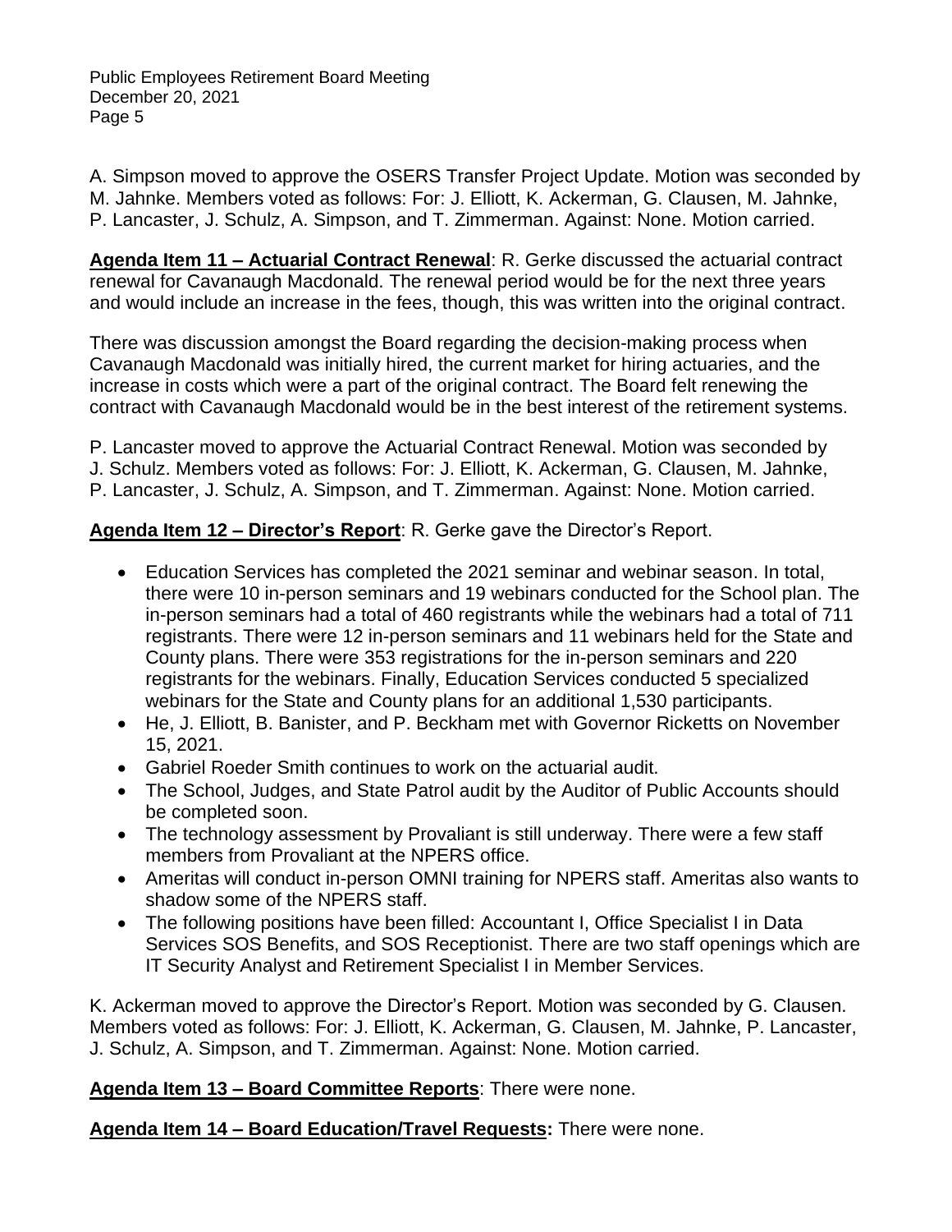A. Simpson moved to approve the OSERS Transfer Project Update. Motion was seconded by M. Jahnke. Members voted as follows: For: J. Elliott, K. Ackerman, G. Clausen, M. Jahnke, P. Lancaster, J. Schulz, A. Simpson, and T. Zimmerman. Against: None. Motion carried.

**Agenda Item 11 – Actuarial Contract Renewal**: R. Gerke discussed the actuarial contract renewal for Cavanaugh Macdonald. The renewal period would be for the next three years and would include an increase in the fees, though, this was written into the original contract.

There was discussion amongst the Board regarding the decision-making process when Cavanaugh Macdonald was initially hired, the current market for hiring actuaries, and the increase in costs which were a part of the original contract. The Board felt renewing the contract with Cavanaugh Macdonald would be in the best interest of the retirement systems.

P. Lancaster moved to approve the Actuarial Contract Renewal. Motion was seconded by J. Schulz. Members voted as follows: For: J. Elliott, K. Ackerman, G. Clausen, M. Jahnke, P. Lancaster, J. Schulz, A. Simpson, and T. Zimmerman. Against: None. Motion carried.

**Agenda Item 12 – Director's Report**: R. Gerke gave the Director's Report.

- Education Services has completed the 2021 seminar and webinar season. In total, there were 10 in-person seminars and 19 webinars conducted for the School plan. The in-person seminars had a total of 460 registrants while the webinars had a total of 711 registrants. There were 12 in-person seminars and 11 webinars held for the State and County plans. There were 353 registrations for the in-person seminars and 220 registrants for the webinars. Finally, Education Services conducted 5 specialized webinars for the State and County plans for an additional 1,530 participants.
- He, J. Elliott, B. Banister, and P. Beckham met with Governor Ricketts on November 15, 2021.
- Gabriel Roeder Smith continues to work on the actuarial audit.
- The School, Judges, and State Patrol audit by the Auditor of Public Accounts should be completed soon.
- The technology assessment by Provaliant is still underway. There were a few staff members from Provaliant at the NPERS office.
- Ameritas will conduct in-person OMNI training for NPERS staff. Ameritas also wants to shadow some of the NPERS staff.
- The following positions have been filled: Accountant I, Office Specialist I in Data Services SOS Benefits, and SOS Receptionist. There are two staff openings which are IT Security Analyst and Retirement Specialist I in Member Services.

K. Ackerman moved to approve the Director's Report. Motion was seconded by G. Clausen. Members voted as follows: For: J. Elliott, K. Ackerman, G. Clausen, M. Jahnke, P. Lancaster, J. Schulz, A. Simpson, and T. Zimmerman. Against: None. Motion carried.

**Agenda Item 13 – Board Committee Reports**: There were none.

**Agenda Item 14 – Board Education/Travel Requests:** There were none.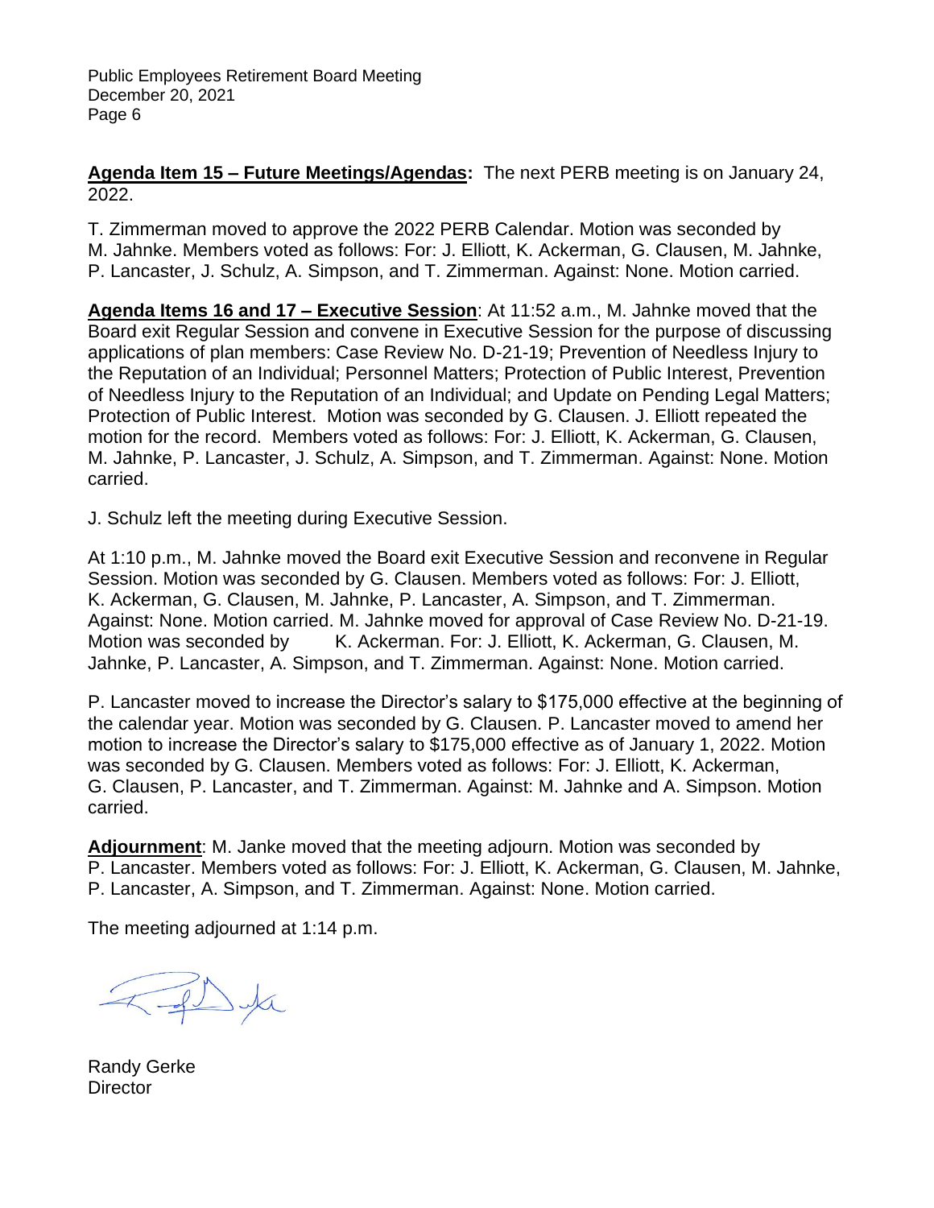**Agenda Item 15 – Future Meetings/Agendas:** The next PERB meeting is on January 24, 2022.

T. Zimmerman moved to approve the 2022 PERB Calendar. Motion was seconded by M. Jahnke. Members voted as follows: For: J. Elliott, K. Ackerman, G. Clausen, M. Jahnke, P. Lancaster, J. Schulz, A. Simpson, and T. Zimmerman. Against: None. Motion carried.

**Agenda Items 16 and 17 – Executive Session**: At 11:52 a.m., M. Jahnke moved that the Board exit Regular Session and convene in Executive Session for the purpose of discussing applications of plan members: Case Review No. D-21-19; Prevention of Needless Injury to the Reputation of an Individual; Personnel Matters; Protection of Public Interest, Prevention of Needless Injury to the Reputation of an Individual; and Update on Pending Legal Matters; Protection of Public Interest. Motion was seconded by G. Clausen. J. Elliott repeated the motion for the record. Members voted as follows: For: J. Elliott, K. Ackerman, G. Clausen, M. Jahnke, P. Lancaster, J. Schulz, A. Simpson, and T. Zimmerman. Against: None. Motion carried.

J. Schulz left the meeting during Executive Session.

At 1:10 p.m., M. Jahnke moved the Board exit Executive Session and reconvene in Regular Session. Motion was seconded by G. Clausen. Members voted as follows: For: J. Elliott, K. Ackerman, G. Clausen, M. Jahnke, P. Lancaster, A. Simpson, and T. Zimmerman. Against: None. Motion carried. M. Jahnke moved for approval of Case Review No. D-21-19. Motion was seconded by K. Ackerman. For: J. Elliott, K. Ackerman, G. Clausen, M. Jahnke, P. Lancaster, A. Simpson, and T. Zimmerman. Against: None. Motion carried.

P. Lancaster moved to increase the Director's salary to $175,000 effective at the beginning of the calendar year. Motion was seconded by G. Clausen. P. Lancaster moved to amend her motion to increase the Director's salary to $175,000 effective as of January 1, 2022. Motion was seconded by G. Clausen. Members voted as follows: For: J. Elliott, K. Ackerman, G. Clausen, P. Lancaster, and T. Zimmerman. Against: M. Jahnke and A. Simpson. Motion carried.

**Adjournment**: M. Janke moved that the meeting adjourn. Motion was seconded by P. Lancaster. Members voted as follows: For: J. Elliott, K. Ackerman, G. Clausen, M. Jahnke, P. Lancaster, A. Simpson, and T. Zimmerman. Against: None. Motion carried.

The meeting adjourned at 1:14 p.m.

Randy Gerke
Director